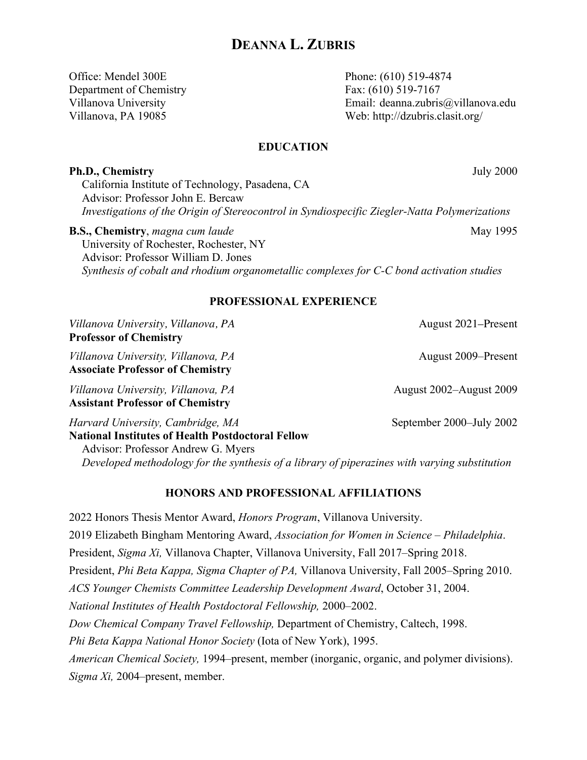# DEANNA L. ZUBRIS

Office: Mendel 300E
Department of Chemistry
Villanova University
Villanova, PA 19085

Phone: (610) 519-4874
Fax: (610) 519-7167
Email: deanna.zubris@villanova.edu
Web: http://dzubris.clasit.org/

## EDUCATION

**Ph.D., Chemistry** July 2000
California Institute of Technology, Pasadena, CA
Advisor: Professor John E. Bercaw
*Investigations of the Origin of Stereocontrol in Syndiospecific Ziegler-Natta Polymerizations*

**B.S., Chemistry**, *magna cum laude* May 1995
University of Rochester, Rochester, NY
Advisor: Professor William D. Jones
*Synthesis of cobalt and rhodium organometallic complexes for C-C bond activation studies*

## PROFESSIONAL EXPERIENCE

*Villanova University, Villanova, PA* August 2021–Present
**Professor of Chemistry**

*Villanova University, Villanova, PA* August 2009–Present
**Associate Professor of Chemistry**

*Villanova University, Villanova, PA* August 2002–August 2009
**Assistant Professor of Chemistry**

*Harvard University, Cambridge, MA* September 2000–July 2002
**National Institutes of Health Postdoctoral Fellow**
Advisor: Professor Andrew G. Myers
*Developed methodology for the synthesis of a library of piperazines with varying substitution*

## HONORS AND PROFESSIONAL AFFILIATIONS

2022 Honors Thesis Mentor Award, *Honors Program*, Villanova University.

2019 Elizabeth Bingham Mentoring Award, *Association for Women in Science – Philadelphia*.

President, *Sigma Xi,* Villanova Chapter, Villanova University, Fall 2017–Spring 2018.

President, *Phi Beta Kappa, Sigma Chapter of PA,* Villanova University, Fall 2005–Spring 2010.

*ACS Younger Chemists Committee Leadership Development Award*, October 31, 2004.

*National Institutes of Health Postdoctoral Fellowship,* 2000–2002.

*Dow Chemical Company Travel Fellowship,* Department of Chemistry, Caltech, 1998.

*Phi Beta Kappa National Honor Society* (Iota of New York), 1995.

*American Chemical Society,* 1994–present, member (inorganic, organic, and polymer divisions).

*Sigma Xi,* 2004–present, member.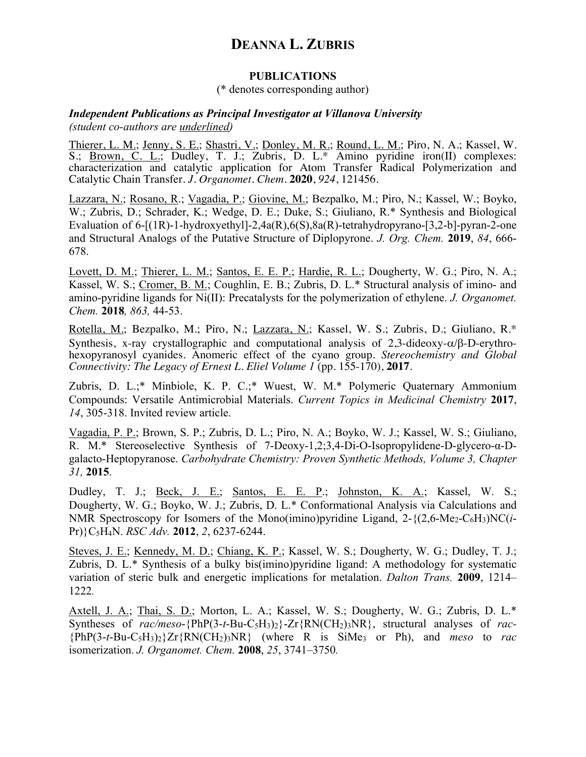# DEANNA L. ZUBRIS

## PUBLICATIONS

(* denotes corresponding author)

***Independent Publications as Principal Investigator at Villanova University***
*(student co-authors are underlined)*

<u>Thierer, L. M.</u>; <u>Jenny, S. E.</u>; <u>Shastri, V.</u>; <u>Donley, M. R.</u>; <u>Round, L. M.</u>; Piro, N. A.; Kassel, W. S.; <u>Brown, C. L.</u>; Dudley, T. J.; Zubris, D. L.* Amino pyridine iron(II) complexes: characterization and catalytic application for Atom Transfer Radical Polymerization and Catalytic Chain Transfer. *J. Organomet. Chem.* **2020**, *924*, 121456.

<u>Lazzara, N.</u>; <u>Rosano, R.</u>; <u>Vagadia, P.</u>; <u>Giovine, M.</u>; Bezpalko, M.; Piro, N.; Kassel, W.; Boyko, W.; Zubris, D.; Schrader, K.; Wedge, D. E.; Duke, S.; Giuliano, R.* Synthesis and Biological Evaluation of 6-[(1R)-1-hydroxyethyl]-2,4a(R),6(S),8a(R)-tetrahydropyrano-[3,2-b]-pyran-2-one and Structural Analogs of the Putative Structure of Diplopyrone. *J. Org. Chem.* **2019**, *84*, 666-678.

<u>Lovett, D. M.</u>; <u>Thierer, L. M.</u>; <u>Santos, E. E. P.</u>; <u>Hardie, R. L.</u>; Dougherty, W. G.; Piro, N. A.; Kassel, W. S.; <u>Cromer, B. M.</u>; Coughlin, E. B.; Zubris, D. L.* Structural analysis of imino- and amino-pyridine ligands for Ni(II): Precatalysts for the polymerization of ethylene. *J. Organomet. Chem.* **2018***, 863,* 44-53.

<u>Rotella, M.</u>; Bezpalko, M.; Piro, N.; <u>Lazzara, N.</u>; Kassel, W. S.; Zubris, D.; Giuliano, R.* Synthesis, x-ray crystallographic and computational analysis of 2,3-dideoxy-$\alpha/\beta$-D-erythro-hexopyranosyl cyanides. Anomeric effect of the cyano group. *Stereochemistry and Global Connectivity: The Legacy of Ernest L. Eliel Volume 1* (pp. 155-170), **2017**.

Zubris, D. L.;* Minbiole, K. P. C.;* Wuest, W. M.* Polymeric Quaternary Ammonium Compounds: Versatile Antimicrobial Materials. *Current Topics in Medicinal Chemistry* **2017**, *14*, 305-318. Invited review article.

<u>Vagadia, P. P.</u>; Brown, S. P.; Zubris, D. L.; Piro, N. A.; Boyko, W. J.; Kassel, W. S.; Giuliano, R. M.* Stereoselective Synthesis of 7-Deoxy-1,2;3,4-Di-O-Isopropylidene-D-glycero-$\alpha$-D-galacto-Heptopyranose. *Carbohydrate Chemistry: Proven Synthetic Methods, Volume 3, Chapter 31,* **2015**.

Dudley, T. J.; <u>Beck, J. E.</u>; <u>Santos, E. E. P.</u>; <u>Johnston, K. A.</u>; Kassel, W. S.; Dougherty, W. G.; Boyko, W. J.; Zubris, D. L.* Conformational Analysis via Calculations and NMR Spectroscopy for Isomers of the Mono(imino)pyridine Ligand, 2-{(2,6-$Me_2$-$C_6H_3$)NC(*i*-Pr)}$C_5H_4$N. *RSC Adv.* **2012**, *2*, 6237-6244.

<u>Steves, J. E.</u>; <u>Kennedy, M. D.</u>; <u>Chiang, K. P.</u>; Kassel, W. S.; Dougherty, W. G.; Dudley, T. J.; Zubris, D. L.* Synthesis of a bulky bis(imino)pyridine ligand: A methodology for systematic variation of steric bulk and energetic implications for metalation. *Dalton Trans.* **2009**, 1214–1222.

<u>Axtell, J. A.</u>; <u>Thai, S. D.</u>; Morton, L. A.; Kassel, W. S.; Dougherty, W. G.; Zubris, D. L.* Syntheses of *rac/meso*-{PhP(3-*t*-Bu-$C_5H_3$)$_2$}-Zr{RN($CH_2$)$_3$NR}, structural analyses of *rac*-{PhP(3-*t*-Bu-$C_5H_3$)$_2$}Zr{RN($CH_2$)$_3$NR} (where R is $SiMe_3$ or Ph), and *meso* to *rac* isomerization. *J. Organomet. Chem.* **2008**, *25*, 3741–3750*.*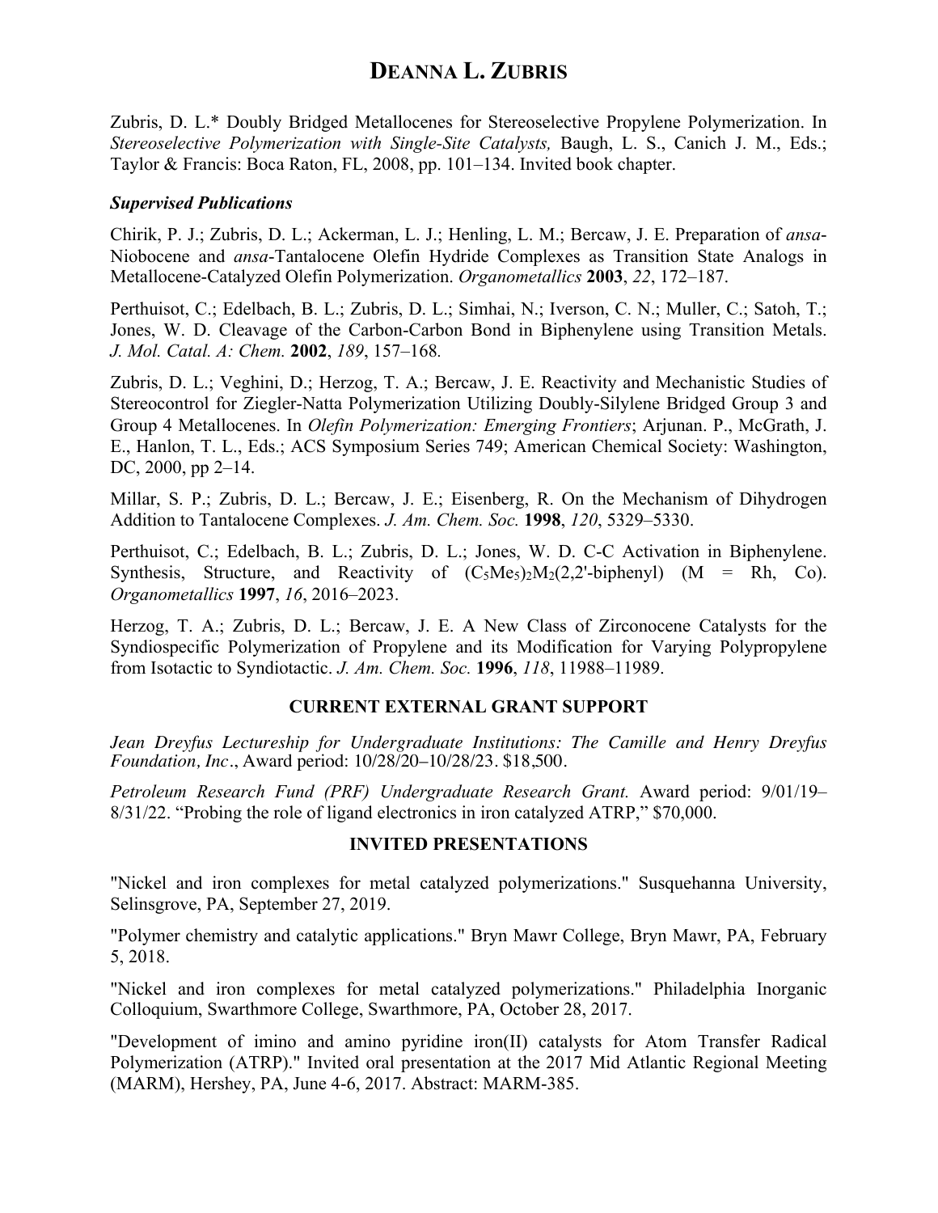# DEANNA L. ZUBRIS

Zubris, D. L.* Doubly Bridged Metallocenes for Stereoselective Propylene Polymerization. In *Stereoselective Polymerization with Single-Site Catalysts,* Baugh, L. S., Canich J. M., Eds.; Taylor & Francis: Boca Raton, FL, 2008, pp. 101–134. Invited book chapter.

***Supervised Publications***

Chirik, P. J.; Zubris, D. L.; Ackerman, L. J.; Henling, L. M.; Bercaw, J. E. Preparation of *ansa*-Niobocene and *ansa*-Tantalocene Olefin Hydride Complexes as Transition State Analogs in Metallocene-Catalyzed Olefin Polymerization. *Organometallics* **2003**, *22*, 172–187.

Perthuisot, C.; Edelbach, B. L.; Zubris, D. L.; Simhai, N.; Iverson, C. N.; Muller, C.; Satoh, T.; Jones, W. D. Cleavage of the Carbon-Carbon Bond in Biphenylene using Transition Metals. *J. Mol. Catal. A: Chem.* **2002**, *189*, 157–168.

Zubris, D. L.; Veghini, D.; Herzog, T. A.; Bercaw, J. E. Reactivity and Mechanistic Studies of Stereocontrol for Ziegler-Natta Polymerization Utilizing Doubly-Silylene Bridged Group 3 and Group 4 Metallocenes. In *Olefin Polymerization: Emerging Frontiers*; Arjunan. P., McGrath, J. E., Hanlon, T. L., Eds.; ACS Symposium Series 749; American Chemical Society: Washington, DC, 2000, pp 2–14.

Millar, S. P.; Zubris, D. L.; Bercaw, J. E.; Eisenberg, R. On the Mechanism of Dihydrogen Addition to Tantalocene Complexes. *J. Am. Chem. Soc.* **1998**, *120*, 5329–5330.

Perthuisot, C.; Edelbach, B. L.; Zubris, D. L.; Jones, W. D. C-C Activation in Biphenylene. Synthesis, Structure, and Reactivity of $(C_5Me_5)_2M_2$(2,2'-biphenyl) (M = Rh, Co). *Organometallics* **1997**, *16*, 2016–2023.

Herzog, T. A.; Zubris, D. L.; Bercaw, J. E. A New Class of Zirconocene Catalysts for the Syndiospecific Polymerization of Propylene and its Modification for Varying Polypropylene from Isotactic to Syndiotactic. *J. Am. Chem. Soc.* **1996**, *118*, 11988–11989.

## CURRENT EXTERNAL GRANT SUPPORT

*Jean Dreyfus Lectureship for Undergraduate Institutions: The Camille and Henry Dreyfus Foundation, Inc*., Award period: 10/28/20–10/28/23. $18,500.

*Petroleum Research Fund (PRF) Undergraduate Research Grant.* Award period: 9/01/19–8/31/22. "Probing the role of ligand electronics in iron catalyzed ATRP," $70,000.

## INVITED PRESENTATIONS

"Nickel and iron complexes for metal catalyzed polymerizations." Susquehanna University, Selinsgrove, PA, September 27, 2019.

"Polymer chemistry and catalytic applications." Bryn Mawr College, Bryn Mawr, PA, February 5, 2018.

"Nickel and iron complexes for metal catalyzed polymerizations." Philadelphia Inorganic Colloquium, Swarthmore College, Swarthmore, PA, October 28, 2017.

"Development of imino and amino pyridine iron(II) catalysts for Atom Transfer Radical Polymerization (ATRP)." Invited oral presentation at the 2017 Mid Atlantic Regional Meeting (MARM), Hershey, PA, June 4-6, 2017. Abstract: MARM-385.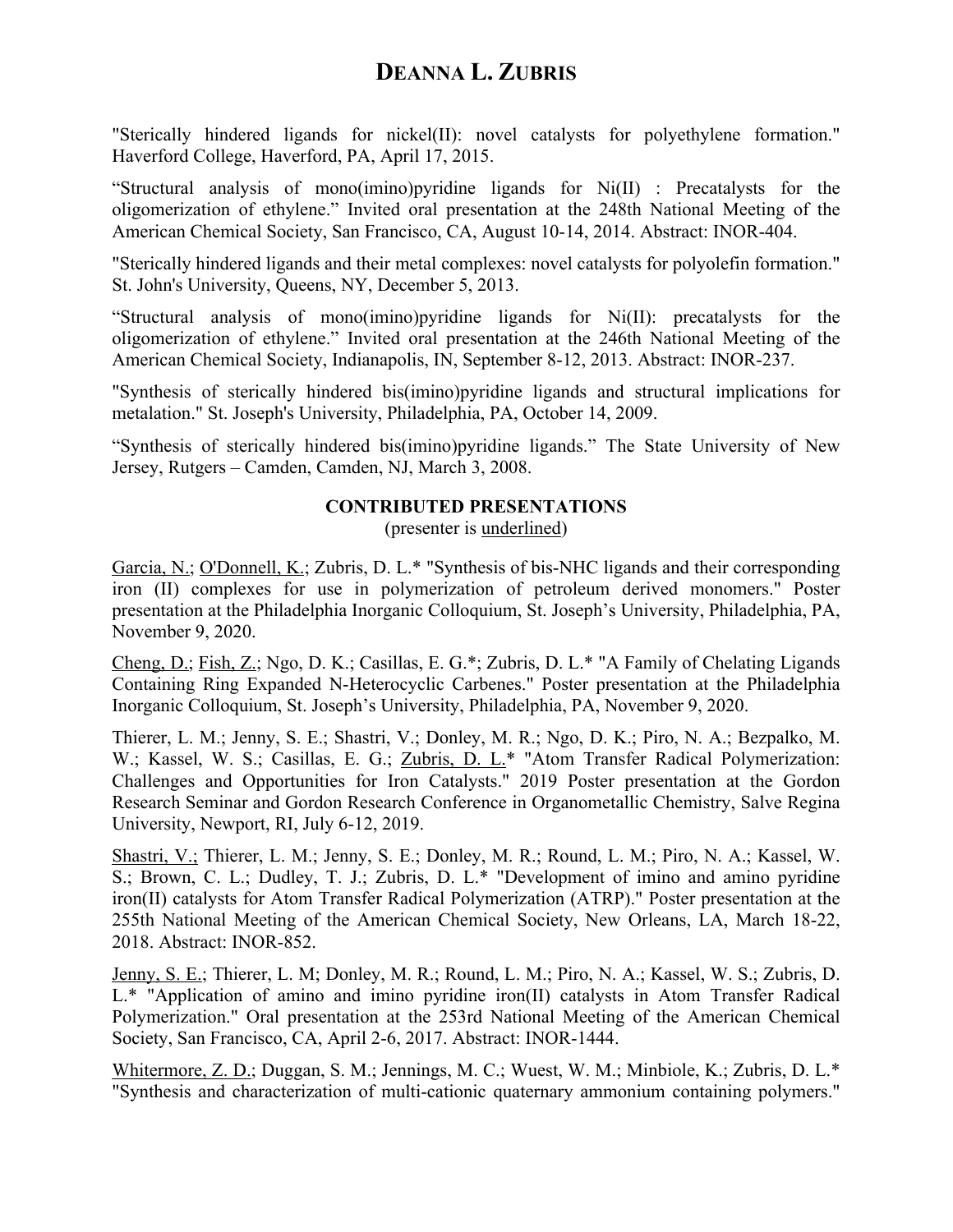"Sterically hindered ligands for nickel(II): novel catalysts for polyethylene formation." Haverford College, Haverford, PA, April 17, 2015.

"Structural analysis of mono(imino)pyridine ligands for Ni(II) : Precatalysts for the oligomerization of ethylene." Invited oral presentation at the 248th National Meeting of the American Chemical Society, San Francisco, CA, August 10-14, 2014. Abstract: INOR-404.

"Sterically hindered ligands and their metal complexes: novel catalysts for polyolefin formation." St. John's University, Queens, NY, December 5, 2013.

"Structural analysis of mono(imino)pyridine ligands for Ni(II): precatalysts for the oligomerization of ethylene." Invited oral presentation at the 246th National Meeting of the American Chemical Society, Indianapolis, IN, September 8-12, 2013. Abstract: INOR-237.

"Synthesis of sterically hindered bis(imino)pyridine ligands and structural implications for metalation." St. Joseph's University, Philadelphia, PA, October 14, 2009.

"Synthesis of sterically hindered bis(imino)pyridine ligands." The State University of New Jersey, Rutgers – Camden, Camden, NJ, March 3, 2008.

## CONTRIBUTED PRESENTATIONS

(presenter is underlined)

<u>Garcia, N.</u>; <u>O'Donnell, K.</u>; Zubris, D. L.* "Synthesis of bis-NHC ligands and their corresponding iron (II) complexes for use in polymerization of petroleum derived monomers." Poster presentation at the Philadelphia Inorganic Colloquium, St. Joseph's University, Philadelphia, PA, November 9, 2020.

<u>Cheng, D.</u>; <u>Fish, Z.</u>; Ngo, D. K.; Casillas, E. G.*; Zubris, D. L.* "A Family of Chelating Ligands Containing Ring Expanded N-Heterocyclic Carbenes." Poster presentation at the Philadelphia Inorganic Colloquium, St. Joseph's University, Philadelphia, PA, November 9, 2020.

Thierer, L. M.; Jenny, S. E.; Shastri, V.; Donley, M. R.; Ngo, D. K.; Piro, N. A.; Bezpalko, M. W.; Kassel, W. S.; Casillas, E. G.; <u>Zubris, D. L.</u>* "Atom Transfer Radical Polymerization: Challenges and Opportunities for Iron Catalysts." 2019 Poster presentation at the Gordon Research Seminar and Gordon Research Conference in Organometallic Chemistry, Salve Regina University, Newport, RI, July 6-12, 2019.

<u>Shastri, V.;</u> Thierer, L. M.; Jenny, S. E.; Donley, M. R.; Round, L. M.; Piro, N. A.; Kassel, W. S.; Brown, C. L.; Dudley, T. J.; Zubris, D. L.* "Development of imino and amino pyridine iron(II) catalysts for Atom Transfer Radical Polymerization (ATRP)." Poster presentation at the 255th National Meeting of the American Chemical Society, New Orleans, LA, March 18-22, 2018. Abstract: INOR-852.

<u>Jenny, S. E.</u>; Thierer, L. M; Donley, M. R.; Round, L. M.; Piro, N. A.; Kassel, W. S.; Zubris, D. L.* "Application of amino and imino pyridine iron(II) catalysts in Atom Transfer Radical Polymerization." Oral presentation at the 253rd National Meeting of the American Chemical Society, San Francisco, CA, April 2-6, 2017. Abstract: INOR-1444.

<u>Whitermore, Z. D.</u>; Duggan, S. M.; Jennings, M. C.; Wuest, W. M.; Minbiole, K.; Zubris, D. L.* "Synthesis and characterization of multi-cationic quaternary ammonium containing polymers."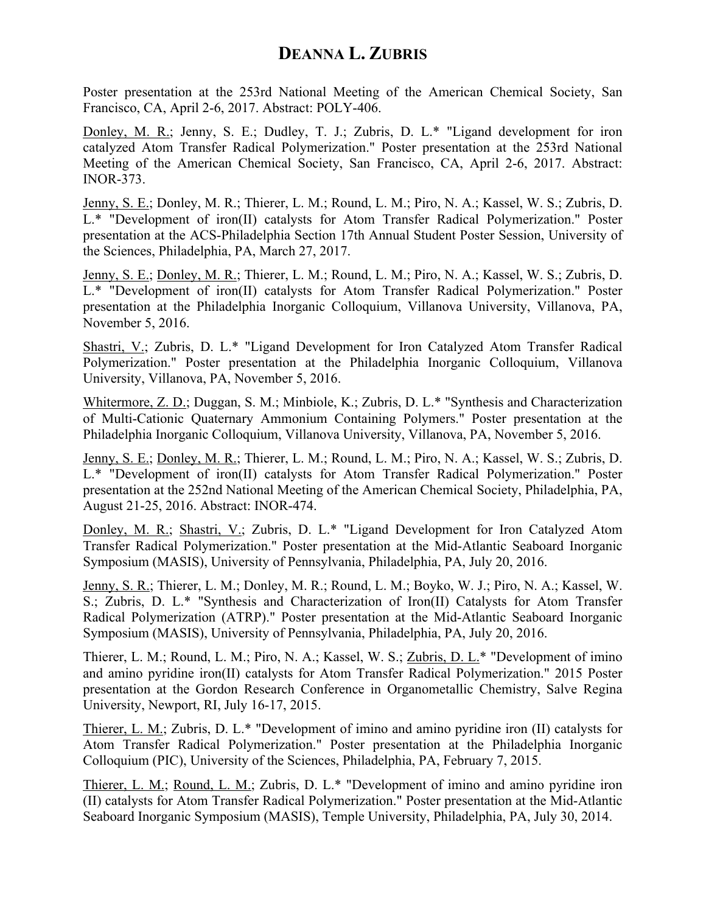Poster presentation at the 253rd National Meeting of the American Chemical Society, San Francisco, CA, April 2-6, 2017. Abstract: POLY-406.

<u>Donley, M. R.</u>; Jenny, S. E.; Dudley, T. J.; Zubris, D. L.* "Ligand development for iron catalyzed Atom Transfer Radical Polymerization." Poster presentation at the 253rd National Meeting of the American Chemical Society, San Francisco, CA, April 2-6, 2017. Abstract: INOR-373.

<u>Jenny, S. E.</u>; Donley, M. R.; Thierer, L. M.; Round, L. M.; Piro, N. A.; Kassel, W. S.; Zubris, D. L.* "Development of iron(II) catalysts for Atom Transfer Radical Polymerization." Poster presentation at the ACS-Philadelphia Section 17th Annual Student Poster Session, University of the Sciences, Philadelphia, PA, March 27, 2017.

<u>Jenny, S. E.</u>; <u>Donley, M. R.</u>; Thierer, L. M.; Round, L. M.; Piro, N. A.; Kassel, W. S.; Zubris, D. L.* "Development of iron(II) catalysts for Atom Transfer Radical Polymerization." Poster presentation at the Philadelphia Inorganic Colloquium, Villanova University, Villanova, PA, November 5, 2016.

<u>Shastri, V.</u>; Zubris, D. L.* "Ligand Development for Iron Catalyzed Atom Transfer Radical Polymerization." Poster presentation at the Philadelphia Inorganic Colloquium, Villanova University, Villanova, PA, November 5, 2016.

<u>Whitermore, Z. D.</u>; Duggan, S. M.; Minbiole, K.; Zubris, D. L.* "Synthesis and Characterization of Multi-Cationic Quaternary Ammonium Containing Polymers." Poster presentation at the Philadelphia Inorganic Colloquium, Villanova University, Villanova, PA, November 5, 2016.

<u>Jenny, S. E.</u>; <u>Donley, M. R.</u>; Thierer, L. M.; Round, L. M.; Piro, N. A.; Kassel, W. S.; Zubris, D. L.* "Development of iron(II) catalysts for Atom Transfer Radical Polymerization." Poster presentation at the 252nd National Meeting of the American Chemical Society, Philadelphia, PA, August 21-25, 2016. Abstract: INOR-474.

<u>Donley, M. R.</u>; <u>Shastri, V.</u>; Zubris, D. L.* "Ligand Development for Iron Catalyzed Atom Transfer Radical Polymerization." Poster presentation at the Mid-Atlantic Seaboard Inorganic Symposium (MASIS), University of Pennsylvania, Philadelphia, PA, July 20, 2016.

<u>Jenny, S. R.</u>; Thierer, L. M.; Donley, M. R.; Round, L. M.; Boyko, W. J.; Piro, N. A.; Kassel, W. S.; Zubris, D. L.* "Synthesis and Characterization of Iron(II) Catalysts for Atom Transfer Radical Polymerization (ATRP)." Poster presentation at the Mid-Atlantic Seaboard Inorganic Symposium (MASIS), University of Pennsylvania, Philadelphia, PA, July 20, 2016.

Thierer, L. M.; Round, L. M.; Piro, N. A.; Kassel, W. S.; <u>Zubris, D. L.</u>* "Development of imino and amino pyridine iron(II) catalysts for Atom Transfer Radical Polymerization." 2015 Poster presentation at the Gordon Research Conference in Organometallic Chemistry, Salve Regina University, Newport, RI, July 16-17, 2015.

<u>Thierer, L. M.</u>; Zubris, D. L.* "Development of imino and amino pyridine iron (II) catalysts for Atom Transfer Radical Polymerization." Poster presentation at the Philadelphia Inorganic Colloquium (PIC), University of the Sciences, Philadelphia, PA, February 7, 2015.

<u>Thierer, L. M.</u>; <u>Round, L. M.</u>; Zubris, D. L.* "Development of imino and amino pyridine iron (II) catalysts for Atom Transfer Radical Polymerization." Poster presentation at the Mid-Atlantic Seaboard Inorganic Symposium (MASIS), Temple University, Philadelphia, PA, July 30, 2014.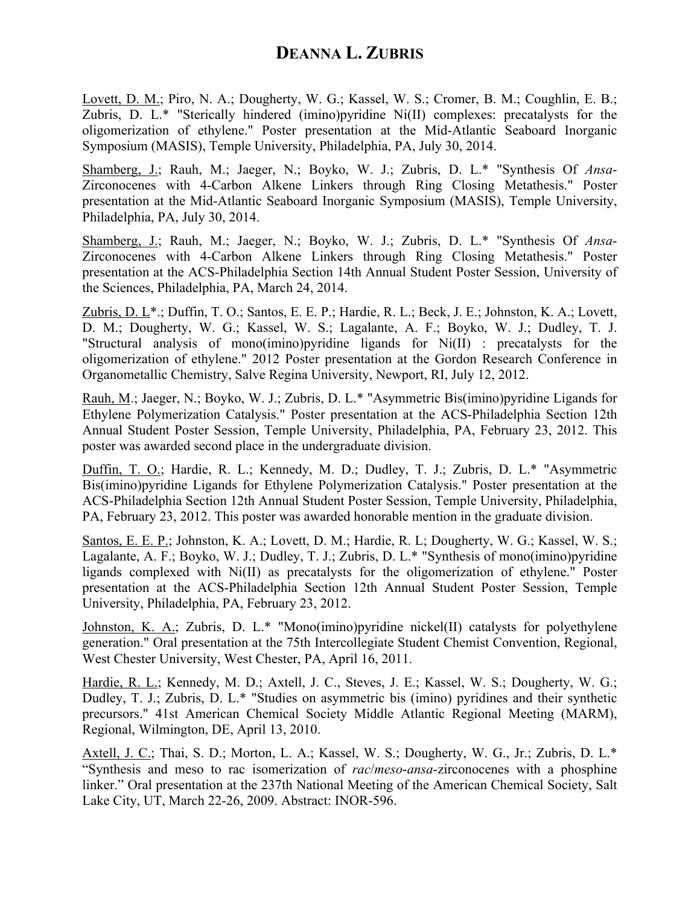<u>Lovett, D. M.</u>; Piro, N. A.; Dougherty, W. G.; Kassel, W. S.; Cromer, B. M.; Coughlin, E. B.; Zubris, D. L.* "Sterically hindered (imino)pyridine Ni(II) complexes: precatalysts for the oligomerization of ethylene." Poster presentation at the Mid-Atlantic Seaboard Inorganic Symposium (MASIS), Temple University, Philadelphia, PA, July 30, 2014.

<u>Shamberg, J.</u>; Rauh, M.; Jaeger, N.; Boyko, W. J.; Zubris, D. L.* "Synthesis Of *Ansa*-Zirconocenes with 4-Carbon Alkene Linkers through Ring Closing Metathesis." Poster presentation at the Mid-Atlantic Seaboard Inorganic Symposium (MASIS), Temple University, Philadelphia, PA, July 30, 2014.

<u>Shamberg, J.</u>; Rauh, M.; Jaeger, N.; Boyko, W. J.; Zubris, D. L.* "Synthesis Of *Ansa*-Zirconocenes with 4-Carbon Alkene Linkers through Ring Closing Metathesis." Poster presentation at the ACS-Philadelphia Section 14th Annual Student Poster Session, University of the Sciences, Philadelphia, PA, March 24, 2014.

<u>Zubris, D. L</u>*.; Duffin, T. O.; Santos, E. E. P.; Hardie, R. L.; Beck, J. E.; Johnston, K. A.; Lovett, D. M.; Dougherty, W. G.; Kassel, W. S.; Lagalante, A. F.; Boyko, W. J.; Dudley, T. J. "Structural analysis of mono(imino)pyridine ligands for Ni(II) : precatalysts for the oligomerization of ethylene." 2012 Poster presentation at the Gordon Research Conference in Organometallic Chemistry, Salve Regina University, Newport, RI, July 12, 2012.

<u>Rauh, M</u>.; Jaeger, N.; Boyko, W. J.; Zubris, D. L.* "Asymmetric Bis(imino)pyridine Ligands for Ethylene Polymerization Catalysis." Poster presentation at the ACS-Philadelphia Section 12th Annual Student Poster Session, Temple University, Philadelphia, PA, February 23, 2012. This poster was awarded second place in the undergraduate division.

<u>Duffin, T. O.</u>; Hardie, R. L.; Kennedy, M. D.; Dudley, T. J.; Zubris, D. L.* "Asymmetric Bis(imino)pyridine Ligands for Ethylene Polymerization Catalysis." Poster presentation at the ACS-Philadelphia Section 12th Annual Student Poster Session, Temple University, Philadelphia, PA, February 23, 2012. This poster was awarded honorable mention in the graduate division.

<u>Santos, E. E. P.</u>; Johnston, K. A.; Lovett, D. M.; Hardie, R. L; Dougherty, W. G.; Kassel, W. S.; Lagalante, A. F.; Boyko, W. J.; Dudley, T. J.; Zubris, D. L.* "Synthesis of mono(imino)pyridine ligands complexed with Ni(II) as precatalysts for the oligomerization of ethylene." Poster presentation at the ACS-Philadelphia Section 12th Annual Student Poster Session, Temple University, Philadelphia, PA, February 23, 2012.

<u>Johnston, K. A.</u>; Zubris, D. L.* "Mono(imino)pyridine nickel(II) catalysts for polyethylene generation." Oral presentation at the 75th Intercollegiate Student Chemist Convention, Regional, West Chester University, West Chester, PA, April 16, 2011.

<u>Hardie, R. L.</u>; Kennedy, M. D.; Axtell, J. C., Steves, J. E.; Kassel, W. S.; Dougherty, W. G.; Dudley, T. J.; Zubris, D. L.* "Studies on asymmetric bis (imino) pyridines and their synthetic precursors." 41st American Chemical Society Middle Atlantic Regional Meeting (MARM), Regional, Wilmington, DE, April 13, 2010.

<u>Axtell, J. C.</u>; Thai, S. D.; Morton, L. A.; Kassel, W. S.; Dougherty, W. G., Jr.; Zubris, D. L.* "Synthesis and meso to rac isomerization of *rac*/*meso*-*ansa*-zirconocenes with a phosphine linker." Oral presentation at the 237th National Meeting of the American Chemical Society, Salt Lake City, UT, March 22-26, 2009. Abstract: INOR-596.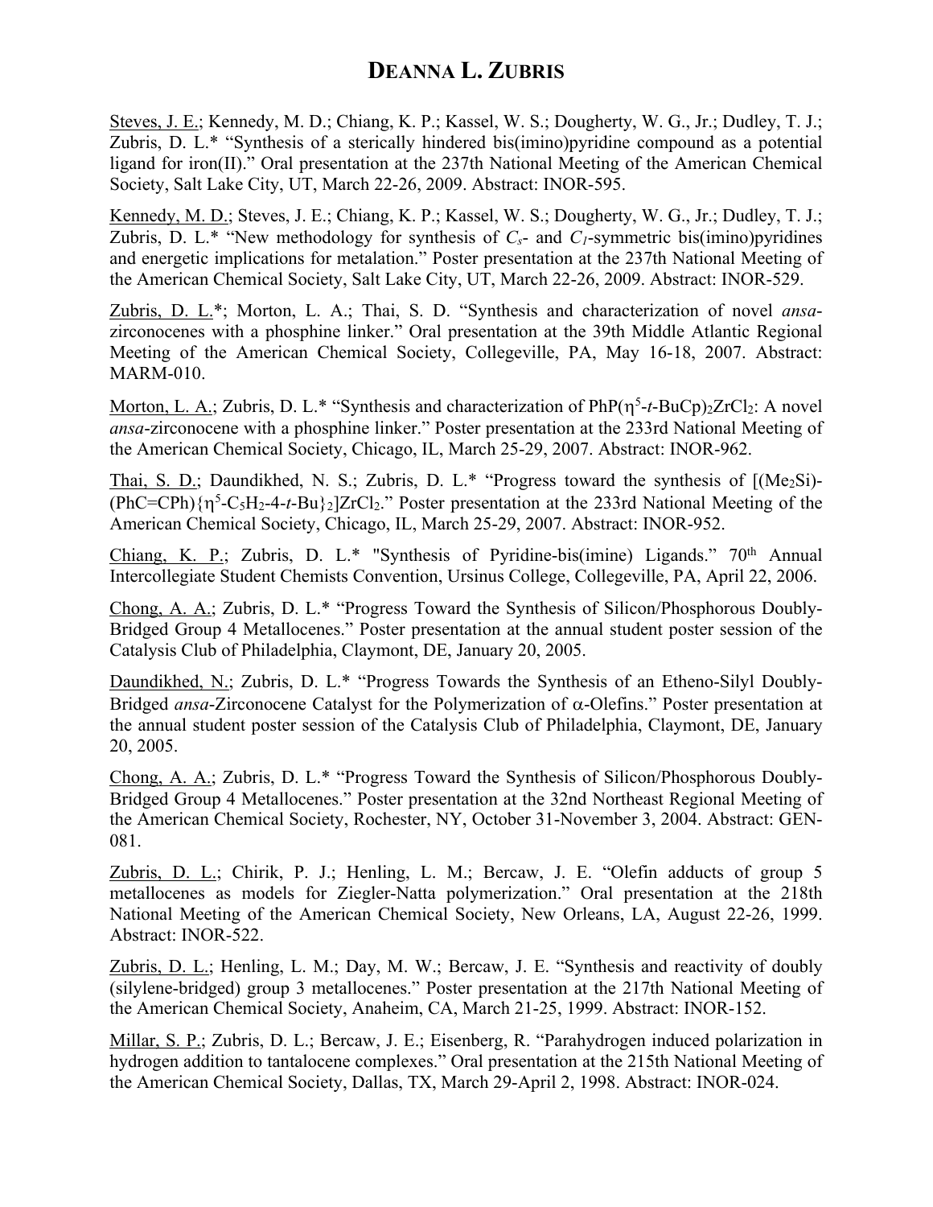Steves, J. E.; Kennedy, M. D.; Chiang, K. P.; Kassel, W. S.; Dougherty, W. G., Jr.; Dudley, T. J.; Zubris, D. L.* "Synthesis of a sterically hindered bis(imino)pyridine compound as a potential ligand for iron(II)." Oral presentation at the 237th National Meeting of the American Chemical Society, Salt Lake City, UT, March 22-26, 2009. Abstract: INOR-595.

Kennedy, M. D.; Steves, J. E.; Chiang, K. P.; Kassel, W. S.; Dougherty, W. G., Jr.; Dudley, T. J.; Zubris, D. L.* "New methodology for synthesis of $C_s$- and $C_1$-symmetric bis(imino)pyridines and energetic implications for metalation." Poster presentation at the 237th National Meeting of the American Chemical Society, Salt Lake City, UT, March 22-26, 2009. Abstract: INOR-529.

Zubris, D. L.*; Morton, L. A.; Thai, S. D. "Synthesis and characterization of novel *ansa*-zirconocenes with a phosphine linker." Oral presentation at the 39th Middle Atlantic Regional Meeting of the American Chemical Society, Collegeville, PA, May 16-18, 2007. Abstract: MARM-010.

Morton, L. A.; Zubris, D. L.* "Synthesis and characterization of $PhP(\eta^5\text{-}t\text{-}BuCp)_2ZrCl_2$: A novel *ansa*-zirconocene with a phosphine linker." Poster presentation at the 233rd National Meeting of the American Chemical Society, Chicago, IL, March 25-29, 2007. Abstract: INOR-962.

Thai, S. D.; Daundikhed, N. S.; Zubris, D. L.* "Progress toward the synthesis of $[(Me_2Si)(PhC{=}CPh)\{\eta^5\text{-}C_5H_2\text{-}4\text{-}t\text{-}Bu\}_2]ZrCl_2$." Poster presentation at the 233rd National Meeting of the American Chemical Society, Chicago, IL, March 25-29, 2007. Abstract: INOR-952.

Chiang, K. P.; Zubris, D. L.* "Synthesis of Pyridine-bis(imine) Ligands." 70th Annual Intercollegiate Student Chemists Convention, Ursinus College, Collegeville, PA, April 22, 2006.

Chong, A. A.; Zubris, D. L.* "Progress Toward the Synthesis of Silicon/Phosphorous Doubly-Bridged Group 4 Metallocenes." Poster presentation at the annual student poster session of the Catalysis Club of Philadelphia, Claymont, DE, January 20, 2005.

Daundikhed, N.; Zubris, D. L.* "Progress Towards the Synthesis of an Etheno-Silyl Doubly-Bridged *ansa*-Zirconocene Catalyst for the Polymerization of $\alpha$-Olefins." Poster presentation at the annual student poster session of the Catalysis Club of Philadelphia, Claymont, DE, January 20, 2005.

Chong, A. A.; Zubris, D. L.* "Progress Toward the Synthesis of Silicon/Phosphorous Doubly-Bridged Group 4 Metallocenes." Poster presentation at the 32nd Northeast Regional Meeting of the American Chemical Society, Rochester, NY, October 31-November 3, 2004. Abstract: GEN-081.

Zubris, D. L.; Chirik, P. J.; Henling, L. M.; Bercaw, J. E. "Olefin adducts of group 5 metallocenes as models for Ziegler-Natta polymerization." Oral presentation at the 218th National Meeting of the American Chemical Society, New Orleans, LA, August 22-26, 1999. Abstract: INOR-522.

Zubris, D. L.; Henling, L. M.; Day, M. W.; Bercaw, J. E. "Synthesis and reactivity of doubly (silylene-bridged) group 3 metallocenes." Poster presentation at the 217th National Meeting of the American Chemical Society, Anaheim, CA, March 21-25, 1999. Abstract: INOR-152.

Millar, S. P.; Zubris, D. L.; Bercaw, J. E.; Eisenberg, R. "Parahydrogen induced polarization in hydrogen addition to tantalocene complexes." Oral presentation at the 215th National Meeting of the American Chemical Society, Dallas, TX, March 29-April 2, 1998. Abstract: INOR-024.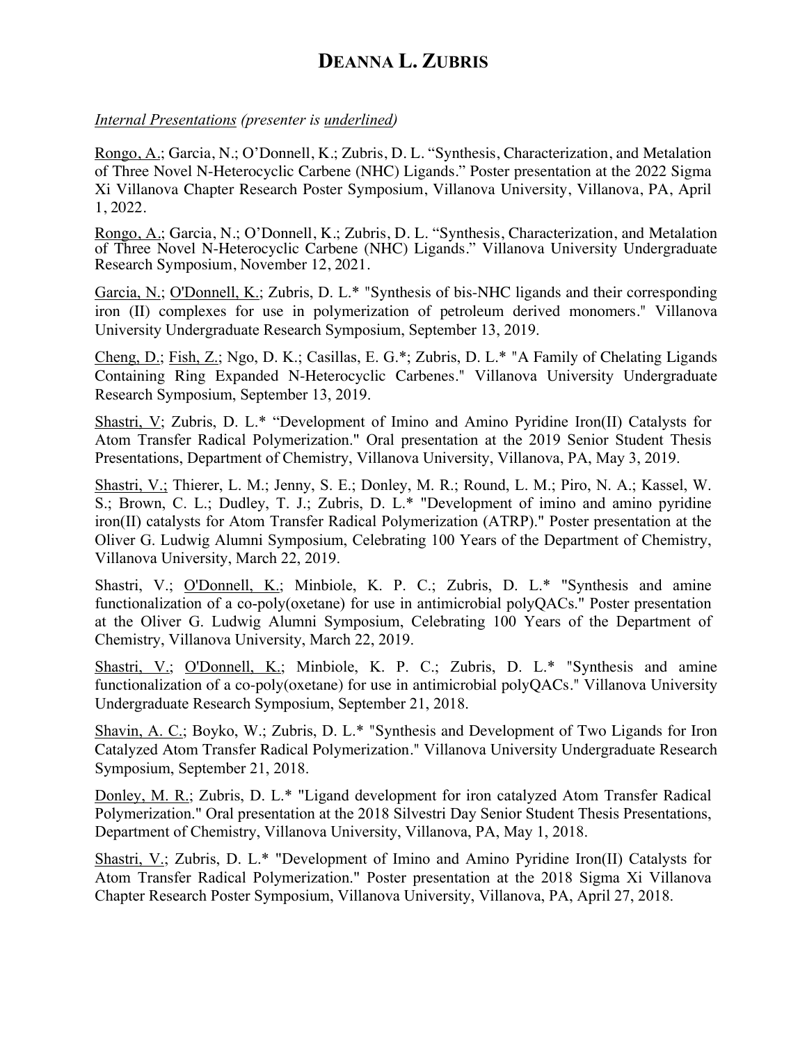*Internal Presentations (presenter is <u>underlined</u>)*

<u>Rongo, A.</u>; Garcia, N.; O'Donnell, K.; Zubris, D. L. "Synthesis, Characterization, and Metalation of Three Novel N-Heterocyclic Carbene (NHC) Ligands." Poster presentation at the 2022 Sigma Xi Villanova Chapter Research Poster Symposium, Villanova University, Villanova, PA, April 1, 2022.

<u>Rongo, A.</u>; Garcia, N.; O'Donnell, K.; Zubris, D. L. "Synthesis, Characterization, and Metalation of Three Novel N-Heterocyclic Carbene (NHC) Ligands." Villanova University Undergraduate Research Symposium, November 12, 2021.

<u>Garcia, N.</u>; <u>O'Donnell, K.</u>; Zubris, D. L.* "Synthesis of bis-NHC ligands and their corresponding iron (II) complexes for use in polymerization of petroleum derived monomers." Villanova University Undergraduate Research Symposium, September 13, 2019.

<u>Cheng, D.</u>; <u>Fish, Z.</u>; Ngo, D. K.; Casillas, E. G.*; Zubris, D. L.* "A Family of Chelating Ligands Containing Ring Expanded N-Heterocyclic Carbenes." Villanova University Undergraduate Research Symposium, September 13, 2019.

<u>Shastri, V</u>; Zubris, D. L.* "Development of Imino and Amino Pyridine Iron(II) Catalysts for Atom Transfer Radical Polymerization." Oral presentation at the 2019 Senior Student Thesis Presentations, Department of Chemistry, Villanova University, Villanova, PA, May 3, 2019.

<u>Shastri, V.</u>; Thierer, L. M.; Jenny, S. E.; Donley, M. R.; Round, L. M.; Piro, N. A.; Kassel, W. S.; Brown, C. L.; Dudley, T. J.; Zubris, D. L.* "Development of imino and amino pyridine iron(II) catalysts for Atom Transfer Radical Polymerization (ATRP)." Poster presentation at the Oliver G. Ludwig Alumni Symposium, Celebrating 100 Years of the Department of Chemistry, Villanova University, March 22, 2019.

Shastri, V.; <u>O'Donnell, K.</u>; Minbiole, K. P. C.; Zubris, D. L.* "Synthesis and amine functionalization of a co-poly(oxetane) for use in antimicrobial polyQACs." Poster presentation at the Oliver G. Ludwig Alumni Symposium, Celebrating 100 Years of the Department of Chemistry, Villanova University, March 22, 2019.

<u>Shastri, V.</u>; <u>O'Donnell, K.</u>; Minbiole, K. P. C.; Zubris, D. L.* "Synthesis and amine functionalization of a co-poly(oxetane) for use in antimicrobial polyQACs." Villanova University Undergraduate Research Symposium, September 21, 2018.

<u>Shavin, A. C.</u>; Boyko, W.; Zubris, D. L.* "Synthesis and Development of Two Ligands for Iron Catalyzed Atom Transfer Radical Polymerization." Villanova University Undergraduate Research Symposium, September 21, 2018.

<u>Donley, M. R.</u>; Zubris, D. L.* "Ligand development for iron catalyzed Atom Transfer Radical Polymerization." Oral presentation at the 2018 Silvestri Day Senior Student Thesis Presentations, Department of Chemistry, Villanova University, Villanova, PA, May 1, 2018.

<u>Shastri, V.</u>; Zubris, D. L.* "Development of Imino and Amino Pyridine Iron(II) Catalysts for Atom Transfer Radical Polymerization." Poster presentation at the 2018 Sigma Xi Villanova Chapter Research Poster Symposium, Villanova University, Villanova, PA, April 27, 2018.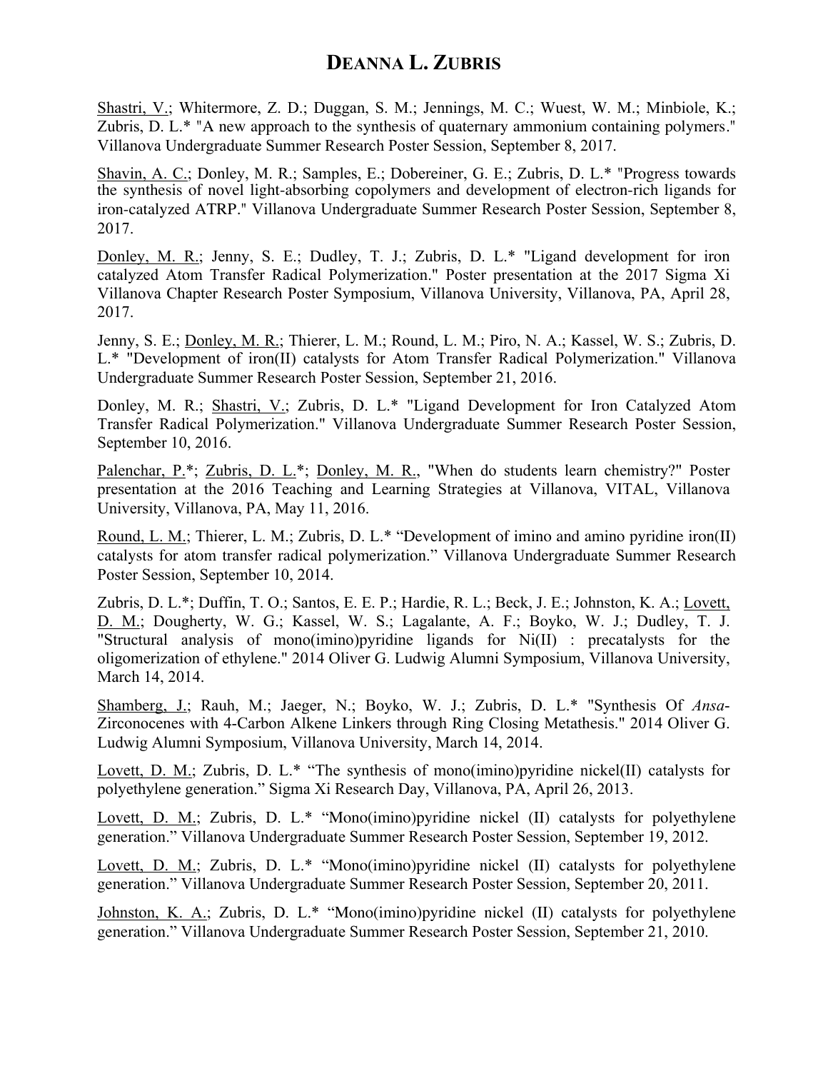<u>Shastri, V.</u>; Whitermore, Z. D.; Duggan, S. M.; Jennings, M. C.; Wuest, W. M.; Minbiole, K.; Zubris, D. L.* "A new approach to the synthesis of quaternary ammonium containing polymers." Villanova Undergraduate Summer Research Poster Session, September 8, 2017.

<u>Shavin, A. C.</u>; Donley, M. R.; Samples, E.; Dobereiner, G. E.; Zubris, D. L.* "Progress towards the synthesis of novel light-absorbing copolymers and development of electron-rich ligands for iron-catalyzed ATRP." Villanova Undergraduate Summer Research Poster Session, September 8, 2017.

<u>Donley, M. R.</u>; Jenny, S. E.; Dudley, T. J.; Zubris, D. L.* "Ligand development for iron catalyzed Atom Transfer Radical Polymerization." Poster presentation at the 2017 Sigma Xi Villanova Chapter Research Poster Symposium, Villanova University, Villanova, PA, April 28, 2017.

Jenny, S. E.; <u>Donley, M. R.</u>; Thierer, L. M.; Round, L. M.; Piro, N. A.; Kassel, W. S.; Zubris, D. L.* "Development of iron(II) catalysts for Atom Transfer Radical Polymerization." Villanova Undergraduate Summer Research Poster Session, September 21, 2016.

Donley, M. R.; <u>Shastri, V.</u>; Zubris, D. L.* "Ligand Development for Iron Catalyzed Atom Transfer Radical Polymerization." Villanova Undergraduate Summer Research Poster Session, September 10, 2016.

<u>Palenchar, P.</u>*; <u>Zubris, D. L.</u>*; <u>Donley, M. R.</u>, "When do students learn chemistry?" Poster presentation at the 2016 Teaching and Learning Strategies at Villanova, VITAL, Villanova University, Villanova, PA, May 11, 2016.

<u>Round, L. M.</u>; Thierer, L. M.; Zubris, D. L.* "Development of imino and amino pyridine iron(II) catalysts for atom transfer radical polymerization." Villanova Undergraduate Summer Research Poster Session, September 10, 2014.

Zubris, D. L.*; Duffin, T. O.; Santos, E. E. P.; Hardie, R. L.; Beck, J. E.; Johnston, K. A.; <u>Lovett, D. M.</u>; Dougherty, W. G.; Kassel, W. S.; Lagalante, A. F.; Boyko, W. J.; Dudley, T. J. "Structural analysis of mono(imino)pyridine ligands for Ni(II) : precatalysts for the oligomerization of ethylene." 2014 Oliver G. Ludwig Alumni Symposium, Villanova University, March 14, 2014.

<u>Shamberg, J.</u>; Rauh, M.; Jaeger, N.; Boyko, W. J.; Zubris, D. L.* "Synthesis Of *Ansa*-Zirconocenes with 4-Carbon Alkene Linkers through Ring Closing Metathesis." 2014 Oliver G. Ludwig Alumni Symposium, Villanova University, March 14, 2014.

<u>Lovett, D. M.</u>; Zubris, D. L.* "The synthesis of mono(imino)pyridine nickel(II) catalysts for polyethylene generation." Sigma Xi Research Day, Villanova, PA, April 26, 2013.

<u>Lovett, D. M.</u>; Zubris, D. L.* "Mono(imino)pyridine nickel (II) catalysts for polyethylene generation." Villanova Undergraduate Summer Research Poster Session, September 19, 2012.

<u>Lovett, D. M.</u>; Zubris, D. L.* "Mono(imino)pyridine nickel (II) catalysts for polyethylene generation." Villanova Undergraduate Summer Research Poster Session, September 20, 2011.

<u>Johnston, K. A.</u>; Zubris, D. L.* "Mono(imino)pyridine nickel (II) catalysts for polyethylene generation." Villanova Undergraduate Summer Research Poster Session, September 21, 2010.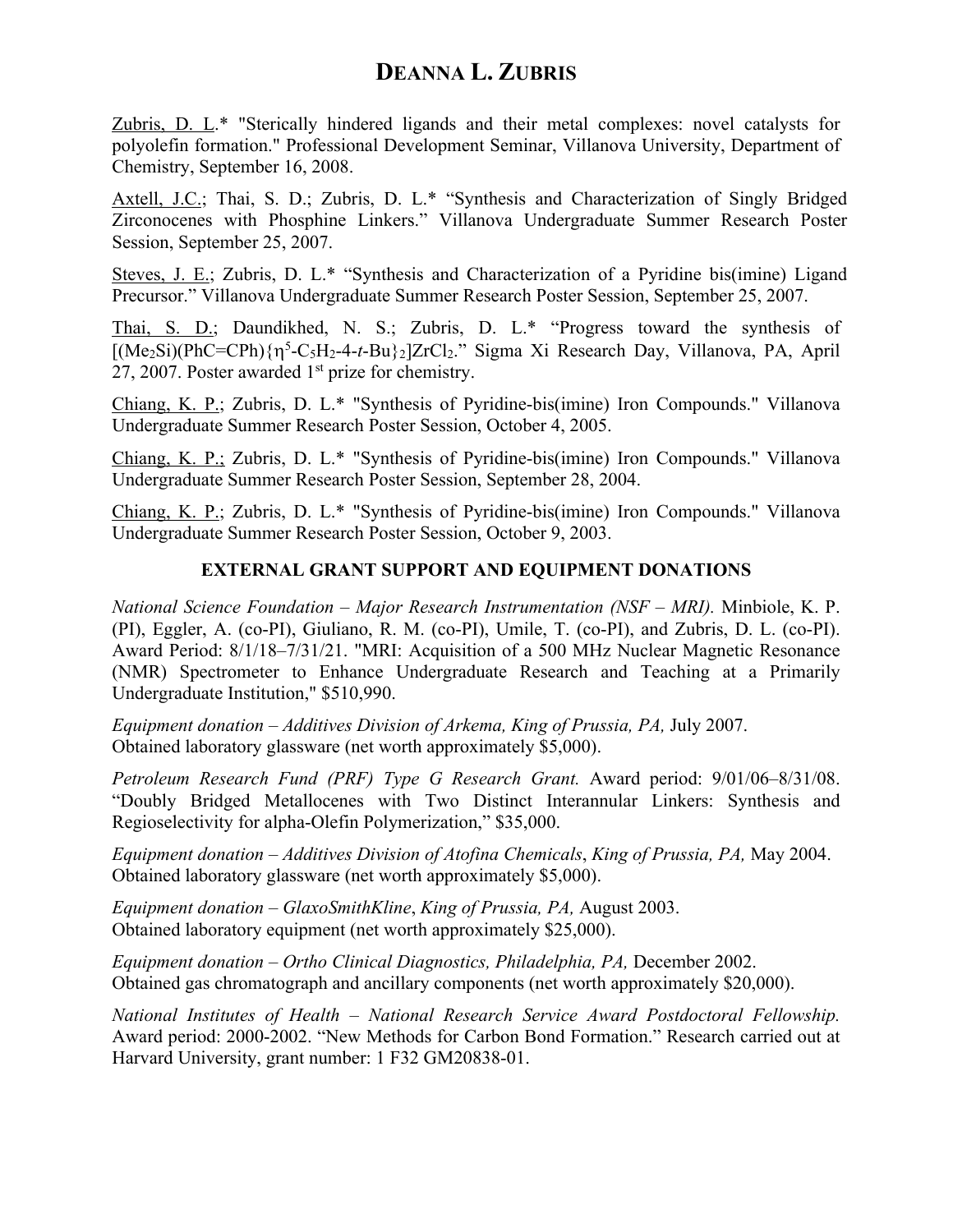Zubris, D. L.* "Sterically hindered ligands and their metal complexes: novel catalysts for polyolefin formation." Professional Development Seminar, Villanova University, Department of Chemistry, September 16, 2008.

Axtell, J.C.; Thai, S. D.; Zubris, D. L.* "Synthesis and Characterization of Singly Bridged Zirconocenes with Phosphine Linkers." Villanova Undergraduate Summer Research Poster Session, September 25, 2007.

Steves, J. E.; Zubris, D. L.* "Synthesis and Characterization of a Pyridine bis(imine) Ligand Precursor." Villanova Undergraduate Summer Research Poster Session, September 25, 2007.

Thai, S. D.; Daundikhed, N. S.; Zubris, D. L.* "Progress toward the synthesis of $[(Me_2Si)(PhC{=}CPh)\{\eta^5\text{-}C_5H_2\text{-}4\text{-}t\text{-}Bu\}_2]ZrCl_2$." Sigma Xi Research Day, Villanova, PA, April 27, 2007. Poster awarded 1st prize for chemistry.

Chiang, K. P.; Zubris, D. L.* "Synthesis of Pyridine-bis(imine) Iron Compounds." Villanova Undergraduate Summer Research Poster Session, October 4, 2005.

Chiang, K. P.; Zubris, D. L.* "Synthesis of Pyridine-bis(imine) Iron Compounds." Villanova Undergraduate Summer Research Poster Session, September 28, 2004.

Chiang, K. P.; Zubris, D. L.* "Synthesis of Pyridine-bis(imine) Iron Compounds." Villanova Undergraduate Summer Research Poster Session, October 9, 2003.

## EXTERNAL GRANT SUPPORT AND EQUIPMENT DONATIONS

*National Science Foundation – Major Research Instrumentation (NSF – MRI).* Minbiole, K. P. (PI), Eggler, A. (co-PI), Giuliano, R. M. (co-PI), Umile, T. (co-PI), and Zubris, D. L. (co-PI). Award Period: 8/1/18–7/31/21. "MRI: Acquisition of a 500 MHz Nuclear Magnetic Resonance (NMR) Spectrometer to Enhance Undergraduate Research and Teaching at a Primarily Undergraduate Institution," $510,990.

*Equipment donation – Additives Division of Arkema, King of Prussia, PA,* July 2007.
Obtained laboratory glassware (net worth approximately $5,000).

*Petroleum Research Fund (PRF) Type G Research Grant.* Award period: 9/01/06–8/31/08. "Doubly Bridged Metallocenes with Two Distinct Interannular Linkers: Synthesis and Regioselectivity for alpha-Olefin Polymerization," $35,000.

*Equipment donation – Additives Division of Atofina Chemicals, King of Prussia, PA,* May 2004.
Obtained laboratory glassware (net worth approximately $5,000).

*Equipment donation – GlaxoSmithKline, King of Prussia, PA,* August 2003.
Obtained laboratory equipment (net worth approximately $25,000).

*Equipment donation – Ortho Clinical Diagnostics, Philadelphia, PA,* December 2002.
Obtained gas chromatograph and ancillary components (net worth approximately $20,000).

*National Institutes of Health – National Research Service Award Postdoctoral Fellowship.* Award period: 2000-2002. "New Methods for Carbon Bond Formation." Research carried out at Harvard University, grant number: 1 F32 GM20838-01.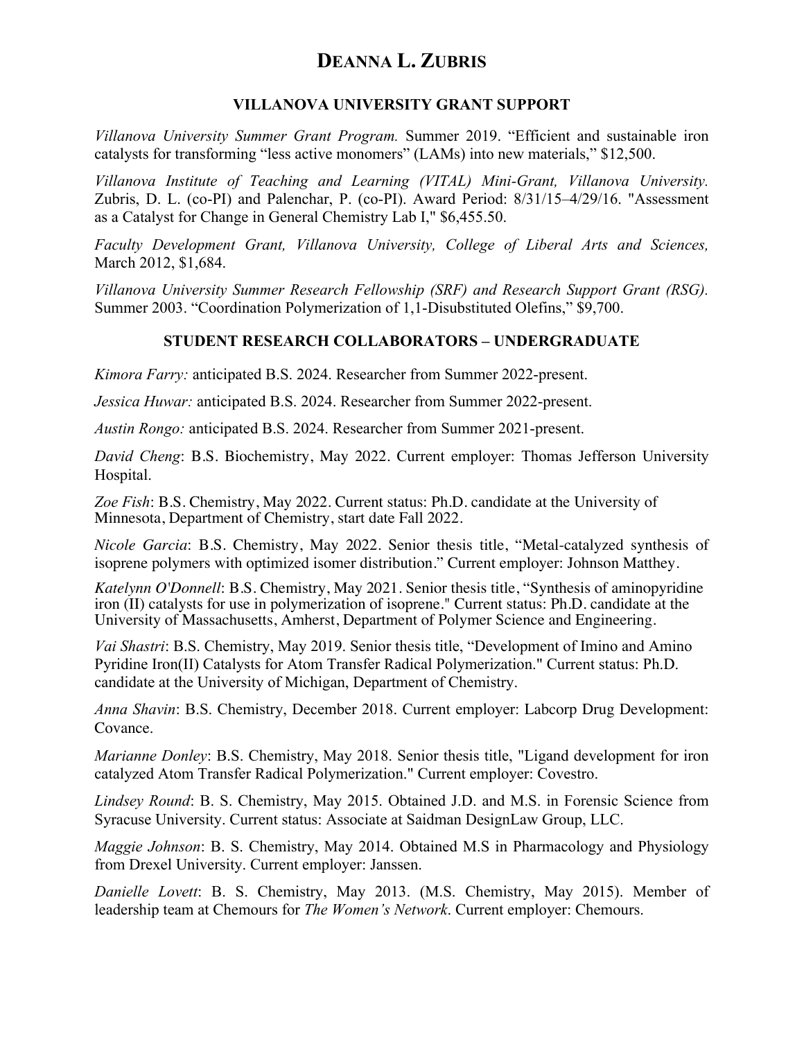# DEANNA L. ZUBRIS

## VILLANOVA UNIVERSITY GRANT SUPPORT

*Villanova University Summer Grant Program.* Summer 2019. "Efficient and sustainable iron catalysts for transforming "less active monomers" (LAMs) into new materials," $12,500.

*Villanova Institute of Teaching and Learning (VITAL) Mini-Grant, Villanova University.* Zubris, D. L. (co-PI) and Palenchar, P. (co-PI). Award Period: 8/31/15–4/29/16. "Assessment as a Catalyst for Change in General Chemistry Lab I," $6,455.50.

*Faculty Development Grant, Villanova University, College of Liberal Arts and Sciences,* March 2012, $1,684.

*Villanova University Summer Research Fellowship (SRF) and Research Support Grant (RSG).* Summer 2003. "Coordination Polymerization of 1,1-Disubstituted Olefins," $9,700.

## STUDENT RESEARCH COLLABORATORS – UNDERGRADUATE

*Kimora Farry:* anticipated B.S. 2024. Researcher from Summer 2022-present.

*Jessica Huwar:* anticipated B.S. 2024. Researcher from Summer 2022-present.

*Austin Rongo:* anticipated B.S. 2024. Researcher from Summer 2021-present.

*David Cheng*: B.S. Biochemistry, May 2022. Current employer: Thomas Jefferson University Hospital.

*Zoe Fish*: B.S. Chemistry, May 2022. Current status: Ph.D. candidate at the University of Minnesota, Department of Chemistry, start date Fall 2022.

*Nicole Garcia*: B.S. Chemistry, May 2022. Senior thesis title, "Metal-catalyzed synthesis of isoprene polymers with optimized isomer distribution." Current employer: Johnson Matthey.

*Katelynn O'Donnell*: B.S. Chemistry, May 2021. Senior thesis title, "Synthesis of aminopyridine iron (II) catalysts for use in polymerization of isoprene." Current status: Ph.D. candidate at the University of Massachusetts, Amherst, Department of Polymer Science and Engineering.

*Vai Shastri*: B.S. Chemistry, May 2019. Senior thesis title, "Development of Imino and Amino Pyridine Iron(II) Catalysts for Atom Transfer Radical Polymerization." Current status: Ph.D. candidate at the University of Michigan, Department of Chemistry.

*Anna Shavin*: B.S. Chemistry, December 2018. Current employer: Labcorp Drug Development: Covance.

*Marianne Donley*: B.S. Chemistry, May 2018. Senior thesis title, "Ligand development for iron catalyzed Atom Transfer Radical Polymerization." Current employer: Covestro.

*Lindsey Round*: B. S. Chemistry, May 2015. Obtained J.D. and M.S. in Forensic Science from Syracuse University. Current status: Associate at Saidman DesignLaw Group, LLC.

*Maggie Johnson*: B. S. Chemistry, May 2014. Obtained M.S in Pharmacology and Physiology from Drexel University. Current employer: Janssen.

*Danielle Lovett*: B. S. Chemistry, May 2013. (M.S. Chemistry, May 2015). Member of leadership team at Chemours for *The Women's Network*. Current employer: Chemours.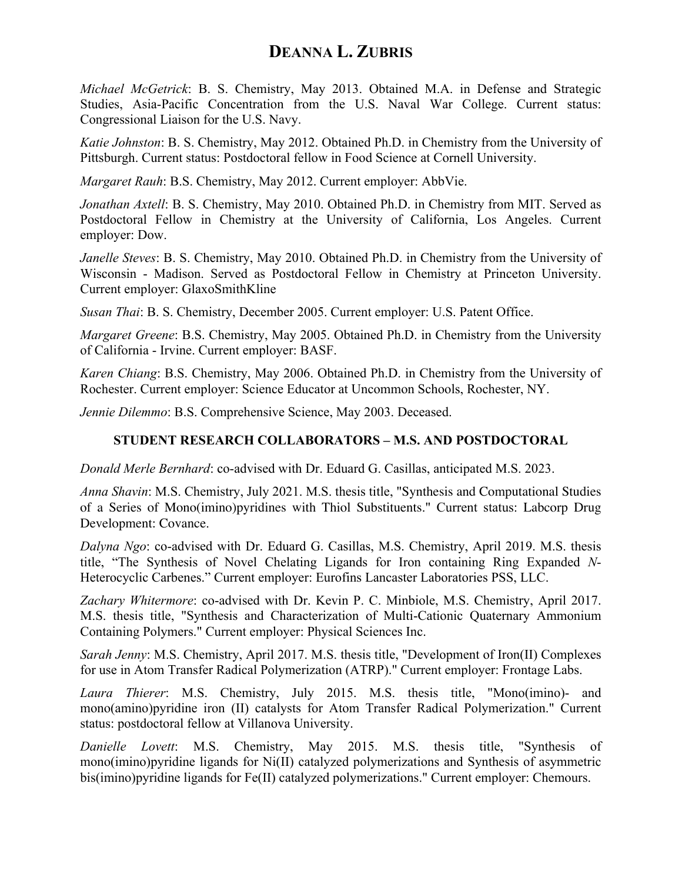*Michael McGetrick*: B. S. Chemistry, May 2013. Obtained M.A. in Defense and Strategic Studies, Asia-Pacific Concentration from the U.S. Naval War College. Current status: Congressional Liaison for the U.S. Navy.

*Katie Johnston*: B. S. Chemistry, May 2012. Obtained Ph.D. in Chemistry from the University of Pittsburgh. Current status: Postdoctoral fellow in Food Science at Cornell University.

*Margaret Rauh*: B.S. Chemistry, May 2012. Current employer: AbbVie.

*Jonathan Axtell*: B. S. Chemistry, May 2010. Obtained Ph.D. in Chemistry from MIT. Served as Postdoctoral Fellow in Chemistry at the University of California, Los Angeles. Current employer: Dow.

*Janelle Steves*: B. S. Chemistry, May 2010. Obtained Ph.D. in Chemistry from the University of Wisconsin - Madison. Served as Postdoctoral Fellow in Chemistry at Princeton University. Current employer: GlaxoSmithKline

*Susan Thai*: B. S. Chemistry, December 2005. Current employer: U.S. Patent Office.

*Margaret Greene*: B.S. Chemistry, May 2005. Obtained Ph.D. in Chemistry from the University of California - Irvine. Current employer: BASF.

*Karen Chiang*: B.S. Chemistry, May 2006. Obtained Ph.D. in Chemistry from the University of Rochester. Current employer: Science Educator at Uncommon Schools, Rochester, NY.

*Jennie Dilemmo*: B.S. Comprehensive Science, May 2003. Deceased.

## STUDENT RESEARCH COLLABORATORS – M.S. AND POSTDOCTORAL

*Donald Merle Bernhard*: co-advised with Dr. Eduard G. Casillas, anticipated M.S. 2023.

*Anna Shavin*: M.S. Chemistry, July 2021. M.S. thesis title, "Synthesis and Computational Studies of a Series of Mono(imino)pyridines with Thiol Substituents." Current status: Labcorp Drug Development: Covance.

*Dalyna Ngo*: co-advised with Dr. Eduard G. Casillas, M.S. Chemistry, April 2019. M.S. thesis title, "The Synthesis of Novel Chelating Ligands for Iron containing Ring Expanded *N*-Heterocyclic Carbenes." Current employer: Eurofins Lancaster Laboratories PSS, LLC.

*Zachary Whitermore*: co-advised with Dr. Kevin P. C. Minbiole, M.S. Chemistry, April 2017. M.S. thesis title, "Synthesis and Characterization of Multi-Cationic Quaternary Ammonium Containing Polymers." Current employer: Physical Sciences Inc.

*Sarah Jenny*: M.S. Chemistry, April 2017. M.S. thesis title, "Development of Iron(II) Complexes for use in Atom Transfer Radical Polymerization (ATRP)." Current employer: Frontage Labs.

*Laura Thierer*: M.S. Chemistry, July 2015. M.S. thesis title, "Mono(imino)- and mono(amino)pyridine iron (II) catalysts for Atom Transfer Radical Polymerization." Current status: postdoctoral fellow at Villanova University.

*Danielle Lovett*: M.S. Chemistry, May 2015. M.S. thesis title, "Synthesis of mono(imino)pyridine ligands for Ni(II) catalyzed polymerizations and Synthesis of asymmetric bis(imino)pyridine ligands for Fe(II) catalyzed polymerizations." Current employer: Chemours.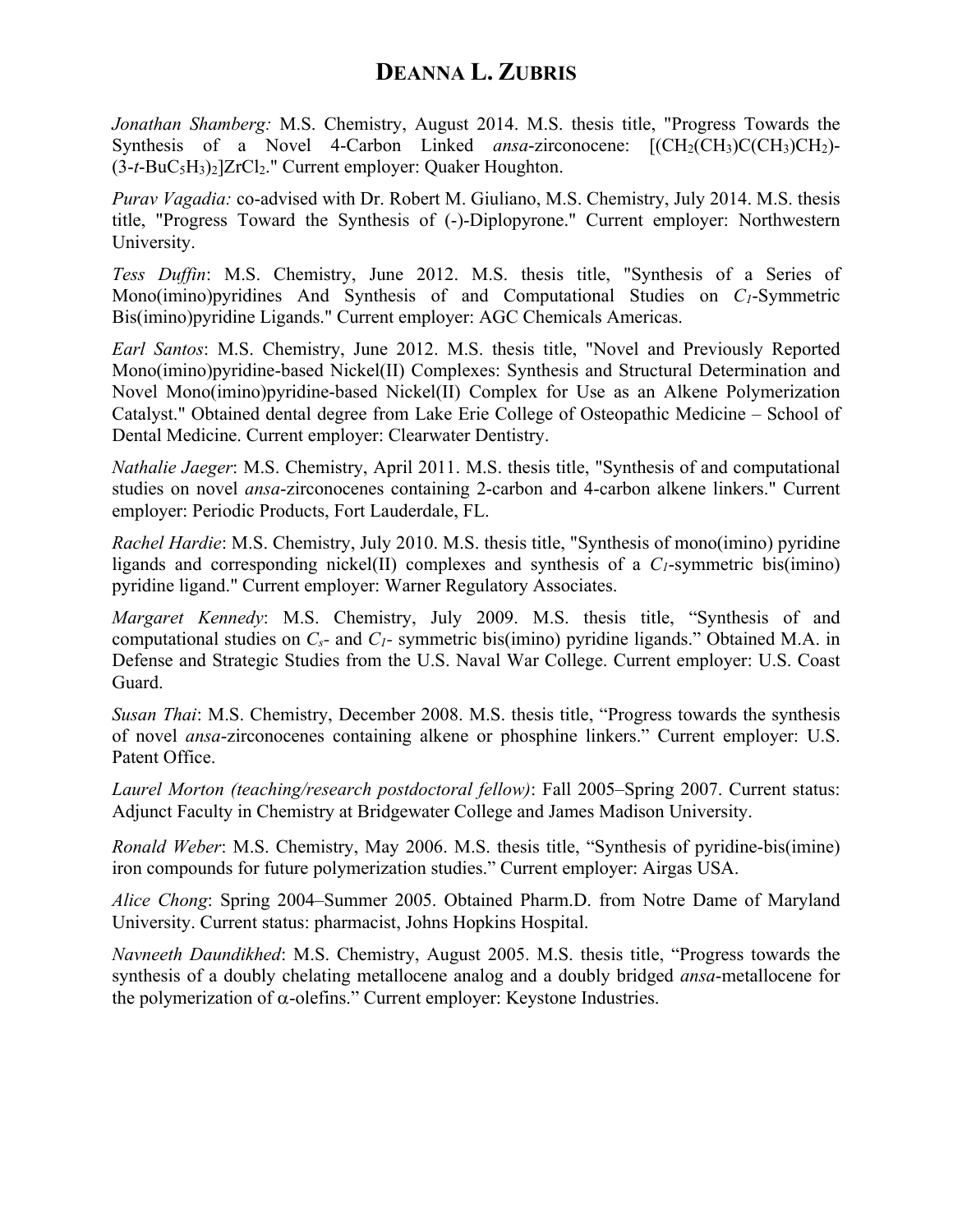*Jonathan Shamberg:* M.S. Chemistry, August 2014. M.S. thesis title, "Progress Towards the Synthesis of a Novel 4-Carbon Linked *ansa*-zirconocene: $[(CH_2(CH_3)C(CH_3)CH_2)$-$(3$-$t$-$BuC_5H_3)_2]ZrCl_2$." Current employer: Quaker Houghton.

*Purav Vagadia:* co-advised with Dr. Robert M. Giuliano, M.S. Chemistry, July 2014. M.S. thesis title, "Progress Toward the Synthesis of (-)-Diplopyrone." Current employer: Northwestern University.

*Tess Duffin*: M.S. Chemistry, June 2012. M.S. thesis title, "Synthesis of a Series of Mono(imino)pyridines And Synthesis of and Computational Studies on $C_1$-Symmetric Bis(imino)pyridine Ligands." Current employer: AGC Chemicals Americas.

*Earl Santos*: M.S. Chemistry, June 2012. M.S. thesis title, "Novel and Previously Reported Mono(imino)pyridine-based Nickel(II) Complexes: Synthesis and Structural Determination and Novel Mono(imino)pyridine-based Nickel(II) Complex for Use as an Alkene Polymerization Catalyst." Obtained dental degree from Lake Erie College of Osteopathic Medicine – School of Dental Medicine. Current employer: Clearwater Dentistry.

*Nathalie Jaeger*: M.S. Chemistry, April 2011. M.S. thesis title, "Synthesis of and computational studies on novel *ansa*-zirconocenes containing 2-carbon and 4-carbon alkene linkers." Current employer: Periodic Products, Fort Lauderdale, FL.

*Rachel Hardie*: M.S. Chemistry, July 2010. M.S. thesis title, "Synthesis of mono(imino) pyridine ligands and corresponding nickel(II) complexes and synthesis of a $C_1$-symmetric bis(imino) pyridine ligand." Current employer: Warner Regulatory Associates.

*Margaret Kennedy*: M.S. Chemistry, July 2009. M.S. thesis title, "Synthesis of and computational studies on $C_s$- and $C_1$- symmetric bis(imino) pyridine ligands." Obtained M.A. in Defense and Strategic Studies from the U.S. Naval War College. Current employer: U.S. Coast Guard.

*Susan Thai*: M.S. Chemistry, December 2008. M.S. thesis title, "Progress towards the synthesis of novel *ansa*-zirconocenes containing alkene or phosphine linkers." Current employer: U.S. Patent Office.

*Laurel Morton (teaching/research postdoctoral fellow)*: Fall 2005–Spring 2007. Current status: Adjunct Faculty in Chemistry at Bridgewater College and James Madison University.

*Ronald Weber*: M.S. Chemistry, May 2006. M.S. thesis title, "Synthesis of pyridine-bis(imine) iron compounds for future polymerization studies." Current employer: Airgas USA.

*Alice Chong*: Spring 2004–Summer 2005. Obtained Pharm.D. from Notre Dame of Maryland University. Current status: pharmacist, Johns Hopkins Hospital.

*Navneeth Daundikhed*: M.S. Chemistry, August 2005. M.S. thesis title, "Progress towards the synthesis of a doubly chelating metallocene analog and a doubly bridged *ansa*-metallocene for the polymerization of $\alpha$-olefins." Current employer: Keystone Industries.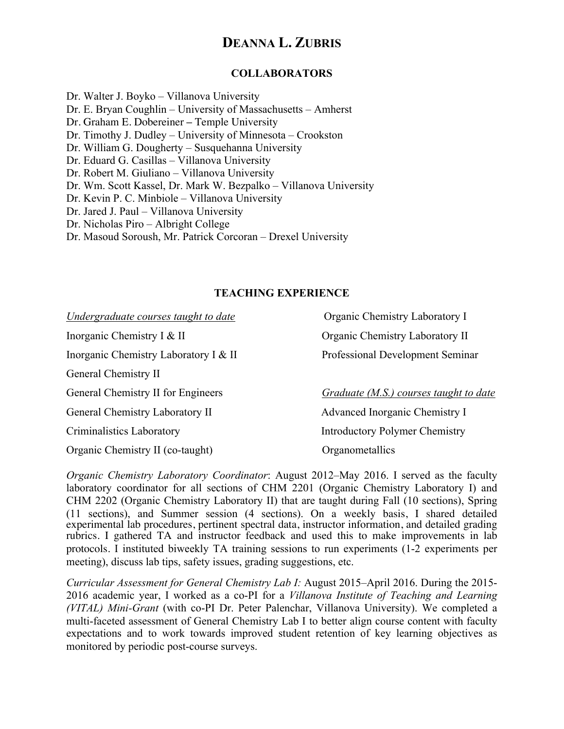# DEANNA L. ZUBRIS

## COLLABORATORS

Dr. Walter J. Boyko – Villanova University
Dr. E. Bryan Coughlin – University of Massachusetts – Amherst
Dr. Graham E. Dobereiner – Temple University
Dr. Timothy J. Dudley – University of Minnesota – Crookston
Dr. William G. Dougherty – Susquehanna University
Dr. Eduard G. Casillas – Villanova University
Dr. Robert M. Giuliano – Villanova University
Dr. Wm. Scott Kassel, Dr. Mark W. Bezpalko – Villanova University
Dr. Kevin P. C. Minbiole – Villanova University
Dr. Jared J. Paul – Villanova University
Dr. Nicholas Piro – Albright College
Dr. Masoud Soroush, Mr. Patrick Corcoran – Drexel University

## TEACHING EXPERIENCE

*Undergraduate courses taught to date*

Inorganic Chemistry I & II
Inorganic Chemistry Laboratory I & II
General Chemistry II
General Chemistry II for Engineers
General Chemistry Laboratory II
Criminalistics Laboratory
Organic Chemistry II (co-taught)
Organic Chemistry Laboratory I
Organic Chemistry Laboratory II
Professional Development Seminar

*Graduate (M.S.) courses taught to date*

Advanced Inorganic Chemistry I
Introductory Polymer Chemistry
Organometallics

*Organic Chemistry Laboratory Coordinator*: August 2012–May 2016. I served as the faculty laboratory coordinator for all sections of CHM 2201 (Organic Chemistry Laboratory I) and CHM 2202 (Organic Chemistry Laboratory II) that are taught during Fall (10 sections), Spring (11 sections), and Summer session (4 sections). On a weekly basis, I shared detailed experimental lab procedures, pertinent spectral data, instructor information, and detailed grading rubrics. I gathered TA and instructor feedback and used this to make improvements in lab protocols. I instituted biweekly TA training sessions to run experiments (1-2 experiments per meeting), discuss lab tips, safety issues, grading suggestions, etc.

*Curricular Assessment for General Chemistry Lab I:* August 2015–April 2016. During the 2015-2016 academic year, I worked as a co-PI for a *Villanova Institute of Teaching and Learning (VITAL) Mini-Grant* (with co-PI Dr. Peter Palenchar, Villanova University). We completed a multi-faceted assessment of General Chemistry Lab I to better align course content with faculty expectations and to work towards improved student retention of key learning objectives as monitored by periodic post-course surveys.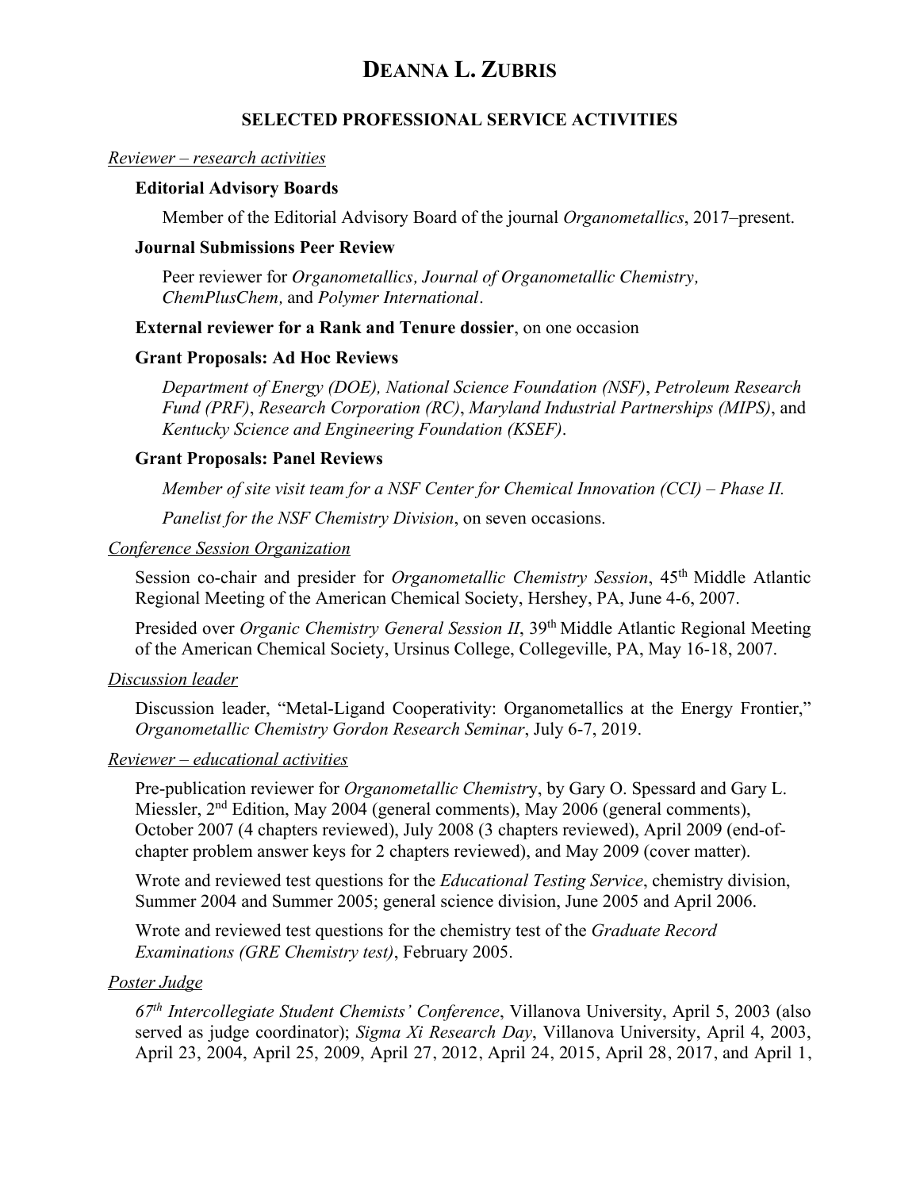# Deanna L. Zubris

## SELECTED PROFESSIONAL SERVICE ACTIVITIES

*Reviewer – research activities*

**Editorial Advisory Boards**

Member of the Editorial Advisory Board of the journal *Organometallics*, 2017–present.

**Journal Submissions Peer Review**

Peer reviewer for *Organometallics, Journal of Organometallic Chemistry, ChemPlusChem,* and *Polymer International*.

**External reviewer for a Rank and Tenure dossier**, on one occasion

**Grant Proposals: Ad Hoc Reviews**

*Department of Energy (DOE), National Science Foundation (NSF)*, *Petroleum Research Fund (PRF)*, *Research Corporation (RC)*, *Maryland Industrial Partnerships (MIPS)*, and *Kentucky Science and Engineering Foundation (KSEF)*.

**Grant Proposals: Panel Reviews**

*Member of site visit team for a NSF Center for Chemical Innovation (CCI) – Phase II.*

*Panelist for the NSF Chemistry Division*, on seven occasions.

*Conference Session Organization*

Session co-chair and presider for *Organometallic Chemistry Session*, 45th Middle Atlantic Regional Meeting of the American Chemical Society, Hershey, PA, June 4-6, 2007.

Presided over *Organic Chemistry General Session II*, 39th Middle Atlantic Regional Meeting of the American Chemical Society, Ursinus College, Collegeville, PA, May 16-18, 2007.

*Discussion leader*

Discussion leader, "Metal-Ligand Cooperativity: Organometallics at the Energy Frontier," *Organometallic Chemistry Gordon Research Seminar*, July 6-7, 2019.

*Reviewer – educational activities*

Pre-publication reviewer for *Organometallic Chemistry*, by Gary O. Spessard and Gary L. Miessler, 2nd Edition, May 2004 (general comments), May 2006 (general comments), October 2007 (4 chapters reviewed), July 2008 (3 chapters reviewed), April 2009 (end-of-chapter problem answer keys for 2 chapters reviewed), and May 2009 (cover matter).

Wrote and reviewed test questions for the *Educational Testing Service*, chemistry division, Summer 2004 and Summer 2005; general science division, June 2005 and April 2006.

Wrote and reviewed test questions for the chemistry test of the *Graduate Record Examinations (GRE Chemistry test)*, February 2005.

*Poster Judge*

*67th Intercollegiate Student Chemists' Conference*, Villanova University, April 5, 2003 (also served as judge coordinator); *Sigma Xi Research Day*, Villanova University, April 4, 2003, April 23, 2004, April 25, 2009, April 27, 2012, April 24, 2015, April 28, 2017, and April 1,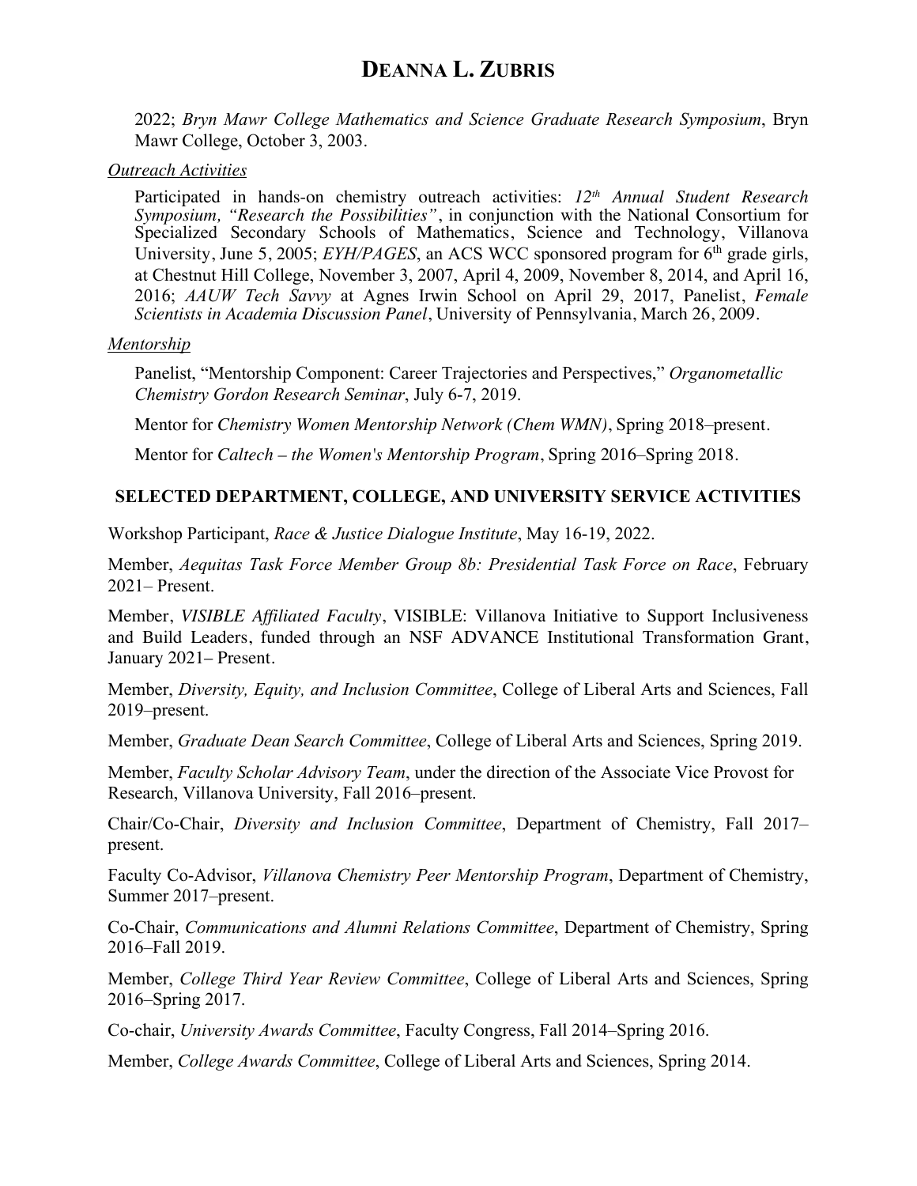2022; *Bryn Mawr College Mathematics and Science Graduate Research Symposium*, Bryn Mawr College, October 3, 2003.

*Outreach Activities*

Participated in hands-on chemistry outreach activities: *12th Annual Student Research Symposium, "Research the Possibilities"*, in conjunction with the National Consortium for Specialized Secondary Schools of Mathematics, Science and Technology, Villanova University, June 5, 2005; *EYH/PAGES*, an ACS WCC sponsored program for 6th grade girls, at Chestnut Hill College, November 3, 2007, April 4, 2009, November 8, 2014, and April 16, 2016; *AAUW Tech Savvy* at Agnes Irwin School on April 29, 2017, Panelist, *Female Scientists in Academia Discussion Panel*, University of Pennsylvania, March 26, 2009.

*Mentorship*

Panelist, "Mentorship Component: Career Trajectories and Perspectives," *Organometallic Chemistry Gordon Research Seminar*, July 6-7, 2019.

Mentor for *Chemistry Women Mentorship Network (Chem WMN)*, Spring 2018–present.

Mentor for *Caltech – the Women's Mentorship Program*, Spring 2016–Spring 2018.

## SELECTED DEPARTMENT, COLLEGE, AND UNIVERSITY SERVICE ACTIVITIES

Workshop Participant, *Race & Justice Dialogue Institute*, May 16-19, 2022.

Member, *Aequitas Task Force Member Group 8b: Presidential Task Force on Race*, February 2021– Present.

Member, *VISIBLE Affiliated Faculty*, VISIBLE: Villanova Initiative to Support Inclusiveness and Build Leaders, funded through an NSF ADVANCE Institutional Transformation Grant, January 2021– Present.

Member, *Diversity, Equity, and Inclusion Committee*, College of Liberal Arts and Sciences, Fall 2019–present.

Member, *Graduate Dean Search Committee*, College of Liberal Arts and Sciences, Spring 2019.

Member, *Faculty Scholar Advisory Team*, under the direction of the Associate Vice Provost for Research, Villanova University, Fall 2016–present.

Chair/Co-Chair, *Diversity and Inclusion Committee*, Department of Chemistry, Fall 2017–present.

Faculty Co-Advisor, *Villanova Chemistry Peer Mentorship Program*, Department of Chemistry, Summer 2017–present.

Co-Chair, *Communications and Alumni Relations Committee*, Department of Chemistry, Spring 2016–Fall 2019.

Member, *College Third Year Review Committee*, College of Liberal Arts and Sciences, Spring 2016–Spring 2017.

Co-chair, *University Awards Committee*, Faculty Congress, Fall 2014–Spring 2016.

Member, *College Awards Committee*, College of Liberal Arts and Sciences, Spring 2014.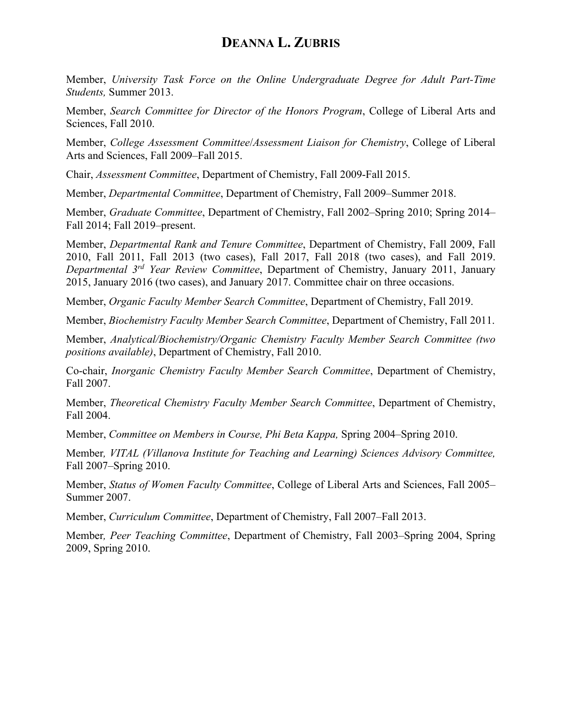Member, *University Task Force on the Online Undergraduate Degree for Adult Part-Time Students,* Summer 2013.

Member, *Search Committee for Director of the Honors Program*, College of Liberal Arts and Sciences, Fall 2010.

Member, *College Assessment Committee/Assessment Liaison for Chemistry*, College of Liberal Arts and Sciences, Fall 2009–Fall 2015.

Chair, *Assessment Committee*, Department of Chemistry, Fall 2009-Fall 2015.

Member, *Departmental Committee*, Department of Chemistry, Fall 2009–Summer 2018.

Member, *Graduate Committee*, Department of Chemistry, Fall 2002–Spring 2010; Spring 2014–Fall 2014; Fall 2019–present.

Member, *Departmental Rank and Tenure Committee*, Department of Chemistry, Fall 2009, Fall 2010, Fall 2011, Fall 2013 (two cases), Fall 2017, Fall 2018 (two cases), and Fall 2019. *Departmental 3rd Year Review Committee*, Department of Chemistry, January 2011, January 2015, January 2016 (two cases), and January 2017. Committee chair on three occasions.

Member, *Organic Faculty Member Search Committee*, Department of Chemistry, Fall 2019.

Member, *Biochemistry Faculty Member Search Committee*, Department of Chemistry, Fall 2011.

Member, *Analytical/Biochemistry/Organic Chemistry Faculty Member Search Committee (two positions available)*, Department of Chemistry, Fall 2010.

Co-chair, *Inorganic Chemistry Faculty Member Search Committee*, Department of Chemistry, Fall 2007.

Member, *Theoretical Chemistry Faculty Member Search Committee*, Department of Chemistry, Fall 2004.

Member, *Committee on Members in Course, Phi Beta Kappa,* Spring 2004–Spring 2010.

Member*, VITAL (Villanova Institute for Teaching and Learning) Sciences Advisory Committee,* Fall 2007–Spring 2010.

Member, *Status of Women Faculty Committee*, College of Liberal Arts and Sciences, Fall 2005–Summer 2007.

Member, *Curriculum Committee*, Department of Chemistry, Fall 2007–Fall 2013.

Member*, Peer Teaching Committee*, Department of Chemistry, Fall 2003–Spring 2004, Spring 2009, Spring 2010.